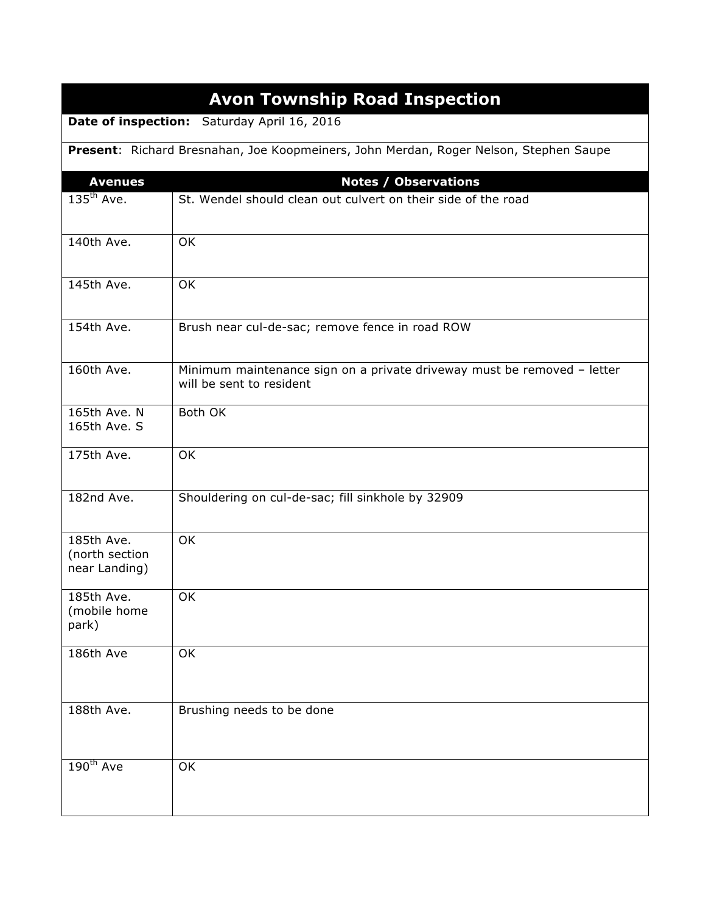# Avon Township Road Inspection

**Date of inspection:** Saturday April 16, 2016

**Present**: Richard Bresnahan, Joe Koopmeiners, John Merdan, Roger Nelson, Stephen Saupe

| Avenues | Notes / Observations |
|---|---|
| 135th Ave. | St. Wendel should clean out culvert on their side of the road |
| 140th Ave. | OK |
| 145th Ave. | OK |
| 154th Ave. | Brush near cul-de-sac; remove fence in road ROW |
| 160th Ave. | Minimum maintenance sign on a private driveway must be removed – letter will be sent to resident |
| 165th Ave. N<br>165th Ave. S | Both OK |
| 175th Ave. | OK |
| 182nd Ave. | Shouldering on cul-de-sac; fill sinkhole by 32909 |
| 185th Ave. (north section near Landing) | OK |
| 185th Ave. (mobile home park) | OK |
| 186th Ave | OK |
| 188th Ave. | Brushing needs to be done |
| 190th Ave | OK |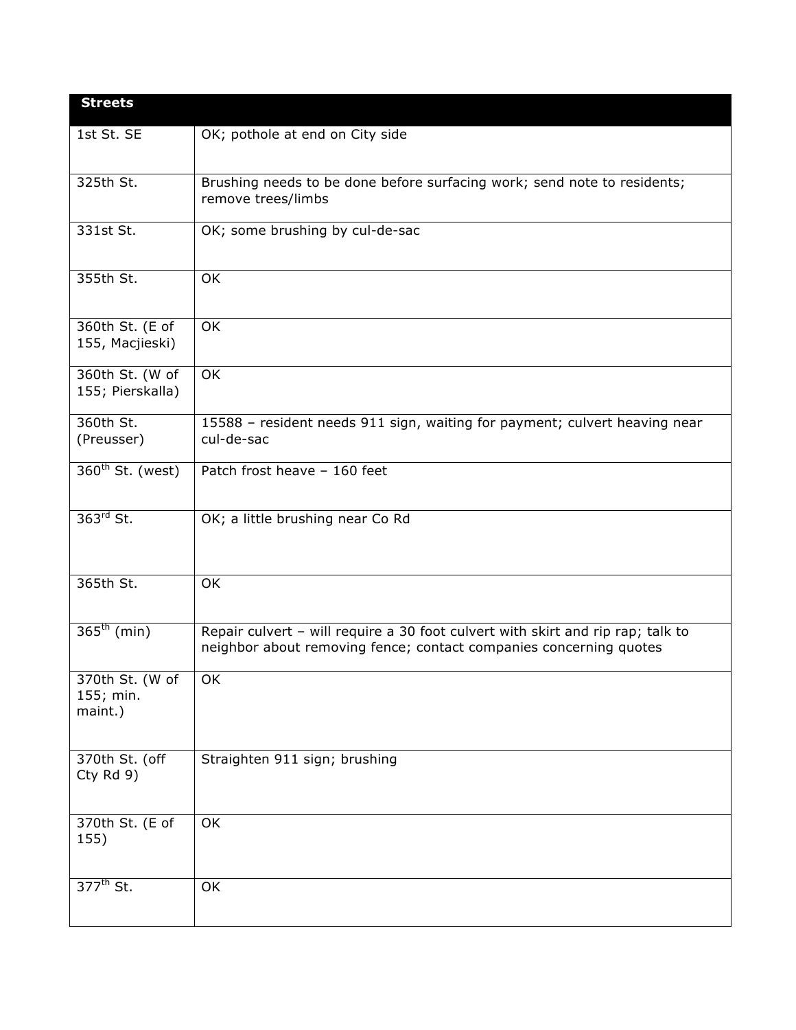| Streets | |
|---|---|
| 1st St. SE | OK; pothole at end on City side |
| 325th St. | Brushing needs to be done before surfacing work; send note to residents; remove trees/limbs |
| 331st St. | OK; some brushing by cul-de-sac |
| 355th St. | OK |
| 360th St. (E of 155, Macjieski) | OK |
| 360th St. (W of 155; Pierskalla) | OK |
| 360th St. (Preusser) | 15588 – resident needs 911 sign, waiting for payment; culvert heaving near cul-de-sac |
| 360th St. (west) | Patch frost heave – 160 feet |
| 363rd St. | OK; a little brushing near Co Rd |
| 365th St. | OK |
| 365th (min) | Repair culvert – will require a 30 foot culvert with skirt and rip rap; talk to neighbor about removing fence; contact companies concerning quotes |
| 370th St. (W of 155; min. maint.) | OK |
| 370th St. (off Cty Rd 9) | Straighten 911 sign; brushing |
| 370th St. (E of 155) | OK |
| 377th St. | OK |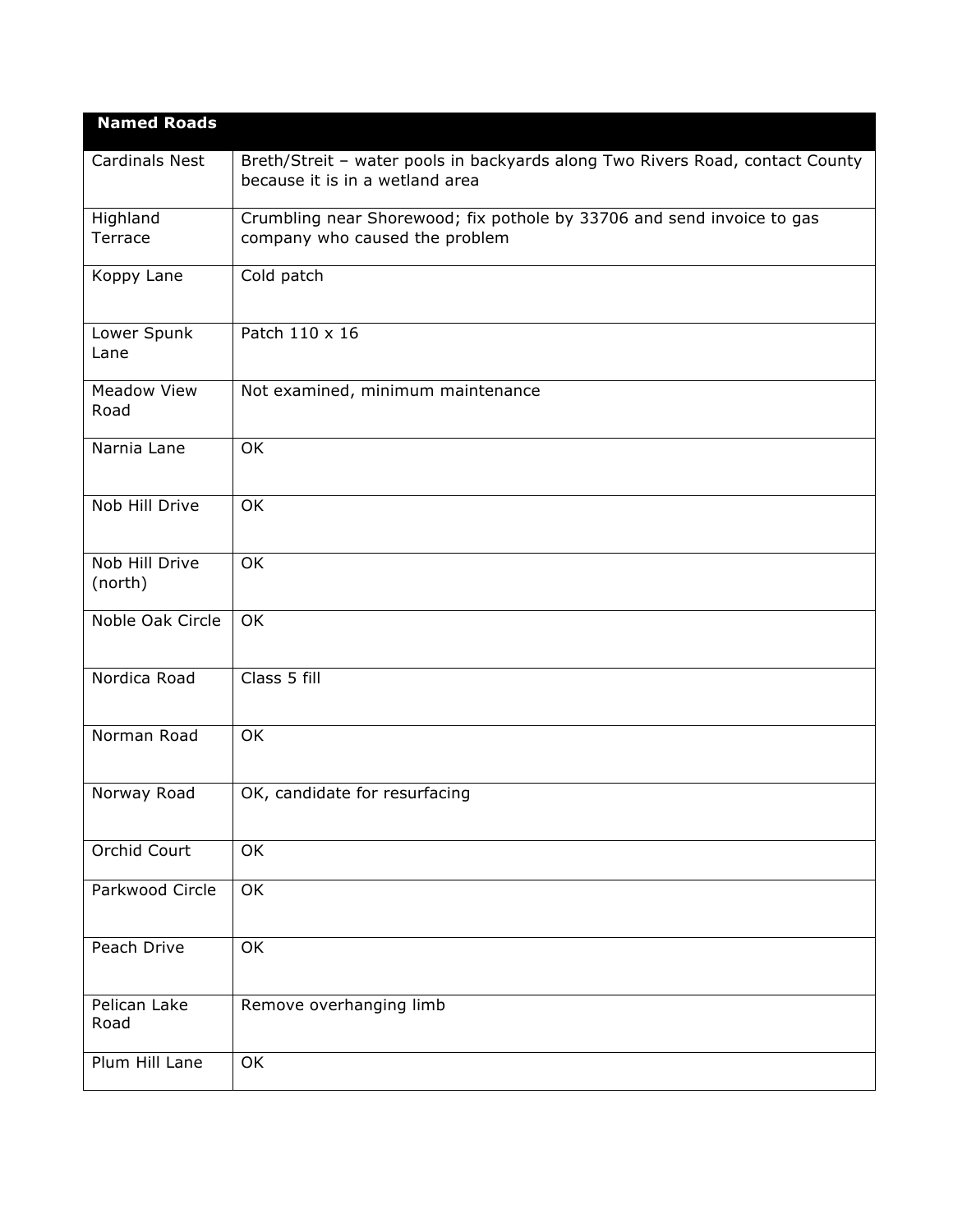| Named Roads | |
|---|---|
| Cardinals Nest | Breth/Streit – water pools in backyards along Two Rivers Road, contact County because it is in a wetland area |
| Highland Terrace | Crumbling near Shorewood; fix pothole by 33706 and send invoice to gas company who caused the problem |
| Koppy Lane | Cold patch |
| Lower Spunk Lane | Patch 110 x 16 |
| Meadow View Road | Not examined, minimum maintenance |
| Narnia Lane | OK |
| Nob Hill Drive | OK |
| Nob Hill Drive (north) | OK |
| Noble Oak Circle | OK |
| Nordica Road | Class 5 fill |
| Norman Road | OK |
| Norway Road | OK, candidate for resurfacing |
| Orchid Court | OK |
| Parkwood Circle | OK |
| Peach Drive | OK |
| Pelican Lake Road | Remove overhanging limb |
| Plum Hill Lane | OK |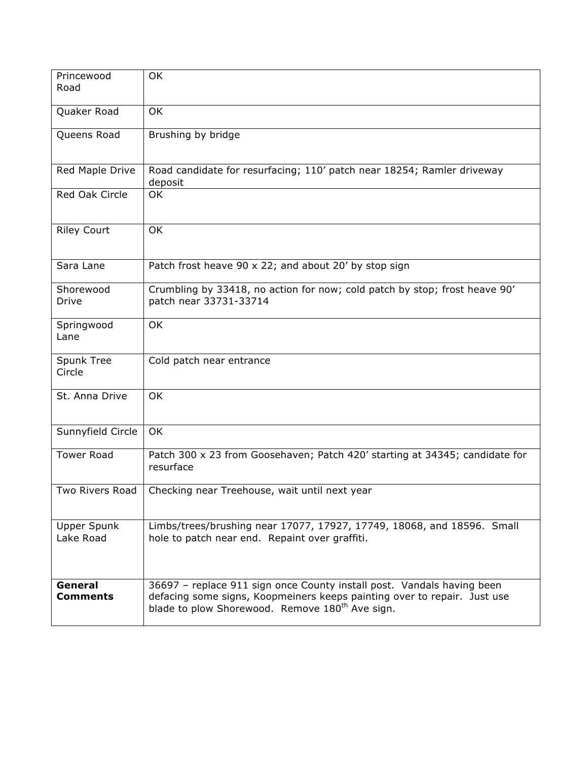| | |
|---|---|
| Princewood Road | OK |
| Quaker Road | OK |
| Queens Road | Brushing by bridge |
| Red Maple Drive | Road candidate for resurfacing; 110' patch near 18254; Ramler driveway deposit |
| Red Oak Circle | OK |
| Riley Court | OK |
| Sara Lane | Patch frost heave 90 x 22; and about 20' by stop sign |
| Shorewood Drive | Crumbling by 33418, no action for now; cold patch by stop; frost heave 90' patch near 33731-33714 |
| Springwood Lane | OK |
| Spunk Tree Circle | Cold patch near entrance |
| St. Anna Drive | OK |
| Sunnyfield Circle | OK |
| Tower Road | Patch 300 x 23 from Goosehaven; Patch 420' starting at 34345; candidate for resurface |
| Two Rivers Road | Checking near Treehouse, wait until next year |
| Upper Spunk Lake Road | Limbs/trees/brushing near 17077, 17927, 17749, 18068, and 18596. Small hole to patch near end. Repaint over graffiti. |
| **General Comments** | 36697 – replace 911 sign once County install post. Vandals having been defacing some signs, Koopmeiners keeps painting over to repair. Just use blade to plow Shorewood. Remove 180th Ave sign. |